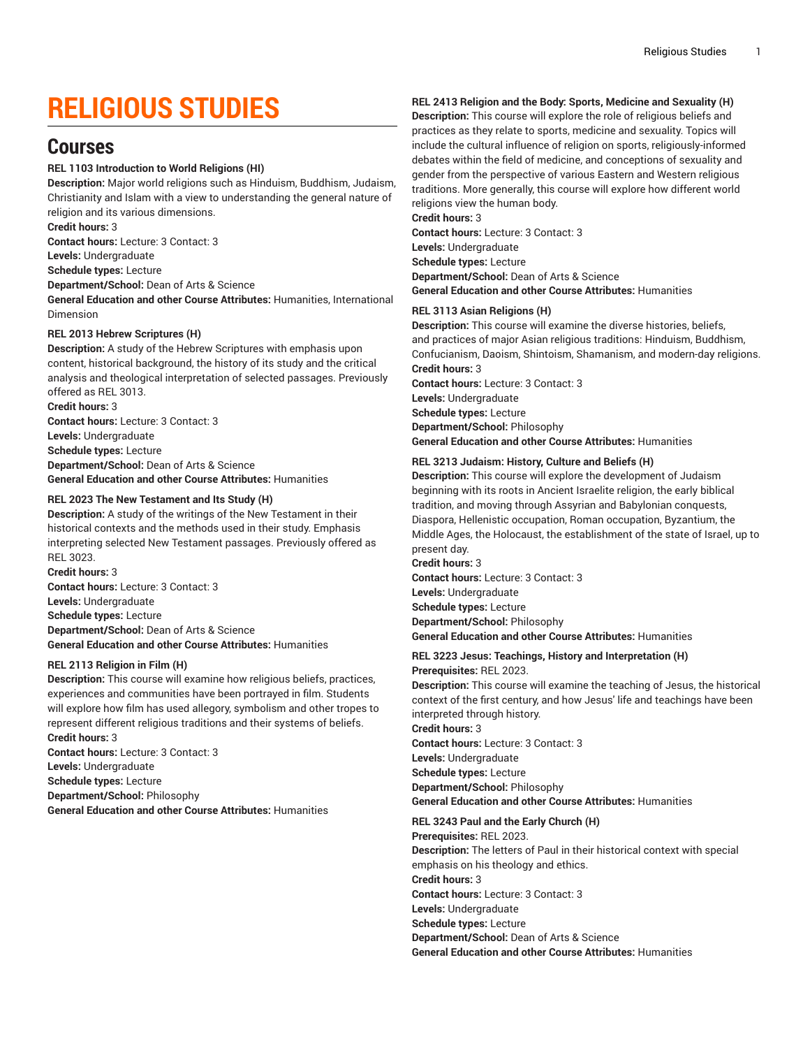# RELIGIOUS STUDIES

## Courses

**REL 1103 Introduction to World Religions (HI)**
**Description:** Major world religions such as Hinduism, Buddhism, Judaism, Christianity and Islam with a view to understanding the general nature of religion and its various dimensions.
**Credit hours:** 3
**Contact hours:** Lecture: 3 Contact: 3
**Levels:** Undergraduate
**Schedule types:** Lecture
**Department/School:** Dean of Arts & Science
**General Education and other Course Attributes:** Humanities, International Dimension

**REL 2013 Hebrew Scriptures (H)**
**Description:** A study of the Hebrew Scriptures with emphasis upon content, historical background, the history of its study and the critical analysis and theological interpretation of selected passages. Previously offered as REL 3013.
**Credit hours:** 3
**Contact hours:** Lecture: 3 Contact: 3
**Levels:** Undergraduate
**Schedule types:** Lecture
**Department/School:** Dean of Arts & Science
**General Education and other Course Attributes:** Humanities

**REL 2023 The New Testament and Its Study (H)**
**Description:** A study of the writings of the New Testament in their historical contexts and the methods used in their study. Emphasis interpreting selected New Testament passages. Previously offered as REL 3023.
**Credit hours:** 3
**Contact hours:** Lecture: 3 Contact: 3
**Levels:** Undergraduate
**Schedule types:** Lecture
**Department/School:** Dean of Arts & Science
**General Education and other Course Attributes:** Humanities

**REL 2113 Religion in Film (H)**
**Description:** This course will examine how religious beliefs, practices, experiences and communities have been portrayed in film. Students will explore how film has used allegory, symbolism and other tropes to represent different religious traditions and their systems of beliefs.
**Credit hours:** 3
**Contact hours:** Lecture: 3 Contact: 3
**Levels:** Undergraduate
**Schedule types:** Lecture
**Department/School:** Philosophy
**General Education and other Course Attributes:** Humanities

**REL 2413 Religion and the Body: Sports, Medicine and Sexuality (H)**
**Description:** This course will explore the role of religious beliefs and practices as they relate to sports, medicine and sexuality. Topics will include the cultural influence of religion on sports, religiously-informed debates within the field of medicine, and conceptions of sexuality and gender from the perspective of various Eastern and Western religious traditions. More generally, this course will explore how different world religions view the human body.
**Credit hours:** 3
**Contact hours:** Lecture: 3 Contact: 3
**Levels:** Undergraduate
**Schedule types:** Lecture
**Department/School:** Dean of Arts & Science
**General Education and other Course Attributes:** Humanities

**REL 3113 Asian Religions (H)**
**Description:** This course will examine the diverse histories, beliefs, and practices of major Asian religious traditions: Hinduism, Buddhism, Confucianism, Daoism, Shintoism, Shamanism, and modern-day religions.
**Credit hours:** 3
**Contact hours:** Lecture: 3 Contact: 3
**Levels:** Undergraduate
**Schedule types:** Lecture
**Department/School:** Philosophy
**General Education and other Course Attributes:** Humanities

**REL 3213 Judaism: History, Culture and Beliefs (H)**
**Description:** This course will explore the development of Judaism beginning with its roots in Ancient Israelite religion, the early biblical tradition, and moving through Assyrian and Babylonian conquests, Diaspora, Hellenistic occupation, Roman occupation, Byzantium, the Middle Ages, the Holocaust, the establishment of the state of Israel, up to present day.
**Credit hours:** 3
**Contact hours:** Lecture: 3 Contact: 3
**Levels:** Undergraduate
**Schedule types:** Lecture
**Department/School:** Philosophy
**General Education and other Course Attributes:** Humanities

**REL 3223 Jesus: Teachings, History and Interpretation (H)**
**Prerequisites:** REL 2023.
**Description:** This course will examine the teaching of Jesus, the historical context of the first century, and how Jesus' life and teachings have been interpreted through history.
**Credit hours:** 3
**Contact hours:** Lecture: 3 Contact: 3
**Levels:** Undergraduate
**Schedule types:** Lecture
**Department/School:** Philosophy
**General Education and other Course Attributes:** Humanities

**REL 3243 Paul and the Early Church (H)**
**Prerequisites:** REL 2023.
**Description:** The letters of Paul in their historical context with special emphasis on his theology and ethics.
**Credit hours:** 3
**Contact hours:** Lecture: 3 Contact: 3
**Levels:** Undergraduate
**Schedule types:** Lecture
**Department/School:** Dean of Arts & Science
**General Education and other Course Attributes:** Humanities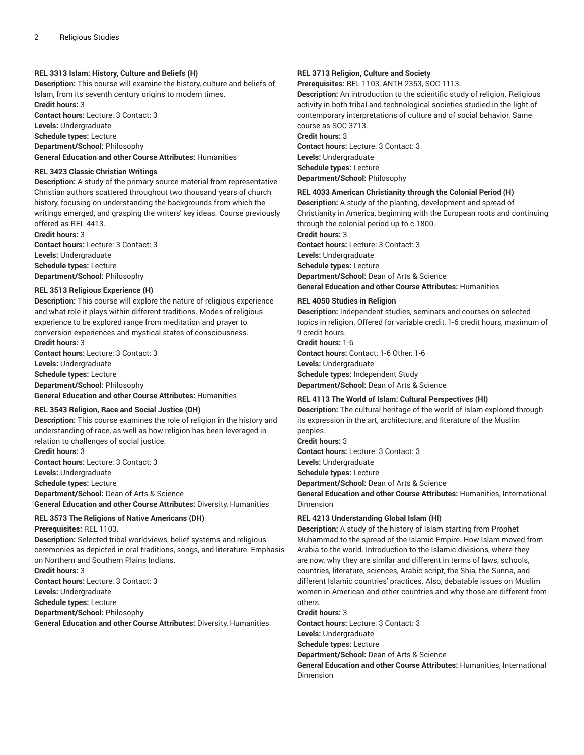**REL 3313 Islam: History, Culture and Beliefs (H)**
**Description:** This course will examine the history, culture and beliefs of Islam, from its seventh century origins to modern times.
**Credit hours:** 3
**Contact hours:** Lecture: 3 Contact: 3
**Levels:** Undergraduate
**Schedule types:** Lecture
**Department/School:** Philosophy
**General Education and other Course Attributes:** Humanities

**REL 3423 Classic Christian Writings**
**Description:** A study of the primary source material from representative Christian authors scattered throughout two thousand years of church history, focusing on understanding the backgrounds from which the writings emerged, and grasping the writers' key ideas. Course previously offered as REL 4413.
**Credit hours:** 3
**Contact hours:** Lecture: 3 Contact: 3
**Levels:** Undergraduate
**Schedule types:** Lecture
**Department/School:** Philosophy

**REL 3513 Religious Experience (H)**
**Description:** This course will explore the nature of religious experience and what role it plays within different traditions. Modes of religious experience to be explored range from meditation and prayer to conversion experiences and mystical states of consciousness.
**Credit hours:** 3
**Contact hours:** Lecture: 3 Contact: 3
**Levels:** Undergraduate
**Schedule types:** Lecture
**Department/School:** Philosophy
**General Education and other Course Attributes:** Humanities

**REL 3543 Religion, Race and Social Justice (DH)**
**Description:** This course examines the role of religion in the history and understanding of race, as well as how religion has been leveraged in relation to challenges of social justice.
**Credit hours:** 3
**Contact hours:** Lecture: 3 Contact: 3
**Levels:** Undergraduate
**Schedule types:** Lecture
**Department/School:** Dean of Arts & Science
**General Education and other Course Attributes:** Diversity, Humanities

**REL 3573 The Religions of Native Americans (DH)**
**Prerequisites:** REL 1103.
**Description:** Selected tribal worldviews, belief systems and religious ceremonies as depicted in oral traditions, songs, and literature. Emphasis on Northern and Southern Plains Indians.
**Credit hours:** 3
**Contact hours:** Lecture: 3 Contact: 3
**Levels:** Undergraduate
**Schedule types:** Lecture
**Department/School:** Philosophy
**General Education and other Course Attributes:** Diversity, Humanities

**REL 3713 Religion, Culture and Society**
**Prerequisites:** REL 1103, ANTH 2353, SOC 1113.
**Description:** An introduction to the scientific study of religion. Religious activity in both tribal and technological societies studied in the light of contemporary interpretations of culture and of social behavior. Same course as SOC 3713.
**Credit hours:** 3
**Contact hours:** Lecture: 3 Contact: 3
**Levels:** Undergraduate
**Schedule types:** Lecture
**Department/School:** Philosophy

**REL 4033 American Christianity through the Colonial Period (H)**
**Description:** A study of the planting, development and spread of Christianity in America, beginning with the European roots and continuing through the colonial period up to c.1800.
**Credit hours:** 3
**Contact hours:** Lecture: 3 Contact: 3
**Levels:** Undergraduate
**Schedule types:** Lecture
**Department/School:** Dean of Arts & Science
**General Education and other Course Attributes:** Humanities

**REL 4050 Studies in Religion**
**Description:** Independent studies, seminars and courses on selected topics in religion. Offered for variable credit, 1-6 credit hours, maximum of 9 credit hours.
**Credit hours:** 1-6
**Contact hours:** Contact: 1-6 Other: 1-6
**Levels:** Undergraduate
**Schedule types:** Independent Study
**Department/School:** Dean of Arts & Science

**REL 4113 The World of Islam: Cultural Perspectives (HI)**
**Description:** The cultural heritage of the world of Islam explored through its expression in the art, architecture, and literature of the Muslim peoples.
**Credit hours:** 3
**Contact hours:** Lecture: 3 Contact: 3
**Levels:** Undergraduate
**Schedule types:** Lecture
**Department/School:** Dean of Arts & Science
**General Education and other Course Attributes:** Humanities, International Dimension

**REL 4213 Understanding Global Islam (HI)**
**Description:** A study of the history of Islam starting from Prophet Muhammad to the spread of the Islamic Empire. How Islam moved from Arabia to the world. Introduction to the Islamic divisions, where they are now, why they are similar and different in terms of laws, schools, countries, literature, sciences, Arabic script, the Shia, the Sunna, and different Islamic countries' practices. Also, debatable issues on Muslim women in American and other countries and why those are different from others.
**Credit hours:** 3
**Contact hours:** Lecture: 3 Contact: 3
**Levels:** Undergraduate
**Schedule types:** Lecture
**Department/School:** Dean of Arts & Science
**General Education and other Course Attributes:** Humanities, International Dimension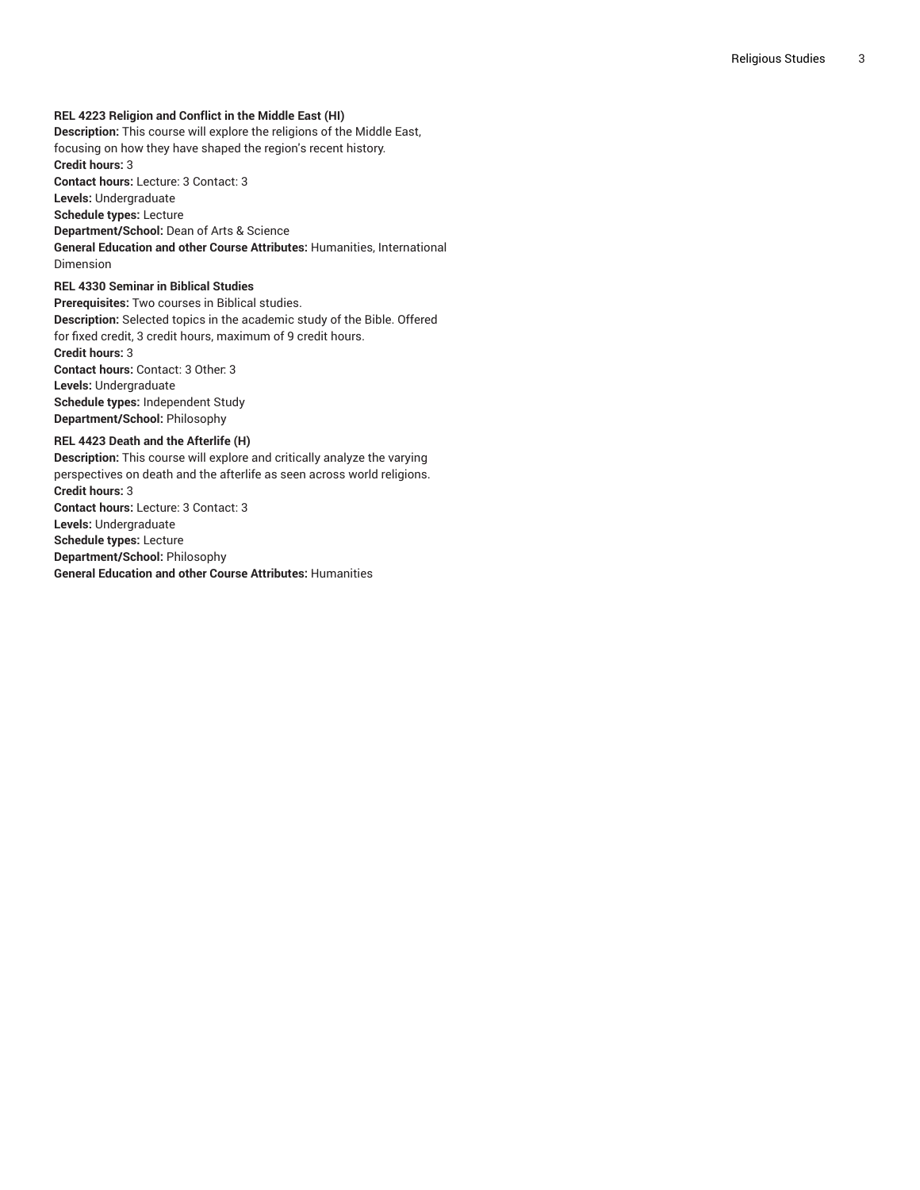**REL 4223 Religion and Conflict in the Middle East (HI)**
**Description:** This course will explore the religions of the Middle East, focusing on how they have shaped the region's recent history.
**Credit hours:** 3
**Contact hours:** Lecture: 3 Contact: 3
**Levels:** Undergraduate
**Schedule types:** Lecture
**Department/School:** Dean of Arts & Science
**General Education and other Course Attributes:** Humanities, International Dimension

**REL 4330 Seminar in Biblical Studies**
**Prerequisites:** Two courses in Biblical studies.
**Description:** Selected topics in the academic study of the Bible. Offered for fixed credit, 3 credit hours, maximum of 9 credit hours.
**Credit hours:** 3
**Contact hours:** Contact: 3 Other: 3
**Levels:** Undergraduate
**Schedule types:** Independent Study
**Department/School:** Philosophy

**REL 4423 Death and the Afterlife (H)**
**Description:** This course will explore and critically analyze the varying perspectives on death and the afterlife as seen across world religions.
**Credit hours:** 3
**Contact hours:** Lecture: 3 Contact: 3
**Levels:** Undergraduate
**Schedule types:** Lecture
**Department/School:** Philosophy
**General Education and other Course Attributes:** Humanities